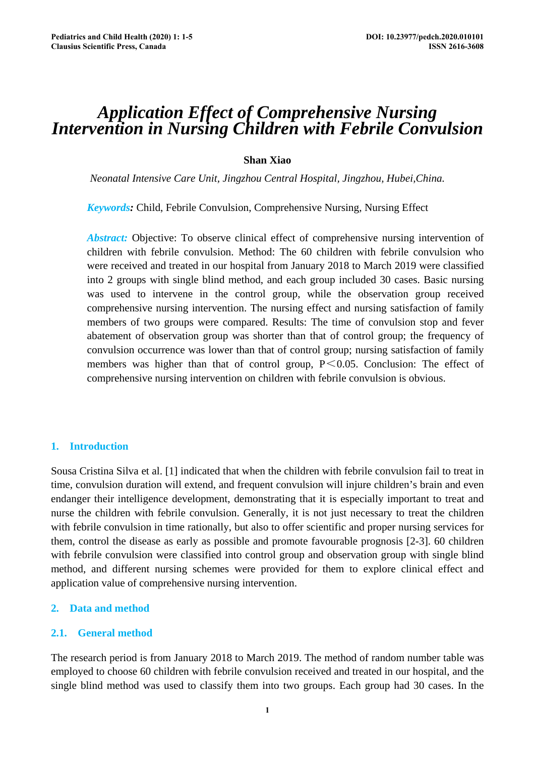# Application Effect of Comprehensive Nursing Intervention in Nursing Children with Febrile Convulsion

**Shan Xiao**

*Neonatal Intensive Care Unit, Jingzhou Central Hospital, Jingzhou, Hubei,China.*

***Keywords:*** Child, Febrile Convulsion, Comprehensive Nursing, Nursing Effect

***Abstract:*** Objective: To observe clinical effect of comprehensive nursing intervention of children with febrile convulsion. Method: The 60 children with febrile convulsion who were received and treated in our hospital from January 2018 to March 2019 were classified into 2 groups with single blind method, and each group included 30 cases. Basic nursing was used to intervene in the control group, while the observation group received comprehensive nursing intervention. The nursing effect and nursing satisfaction of family members of two groups were compared. Results: The time of convulsion stop and fever abatement of observation group was shorter than that of control group; the frequency of convulsion occurrence was lower than that of control group; nursing satisfaction of family members was higher than that of control group, $P < 0.05$. Conclusion: The effect of comprehensive nursing intervention on children with febrile convulsion is obvious.

## 1. Introduction

Sousa Cristina Silva et al. [1] indicated that when the children with febrile convulsion fail to treat in time, convulsion duration will extend, and frequent convulsion will injure children's brain and even endanger their intelligence development, demonstrating that it is especially important to treat and nurse the children with febrile convulsion. Generally, it is not just necessary to treat the children with febrile convulsion in time rationally, but also to offer scientific and proper nursing services for them, control the disease as early as possible and promote favourable prognosis [2-3]. 60 children with febrile convulsion were classified into control group and observation group with single blind method, and different nursing schemes were provided for them to explore clinical effect and application value of comprehensive nursing intervention.

## 2. Data and method

### 2.1. General method

The research period is from January 2018 to March 2019. The method of random number table was employed to choose 60 children with febrile convulsion received and treated in our hospital, and the single blind method was used to classify them into two groups. Each group had 30 cases. In the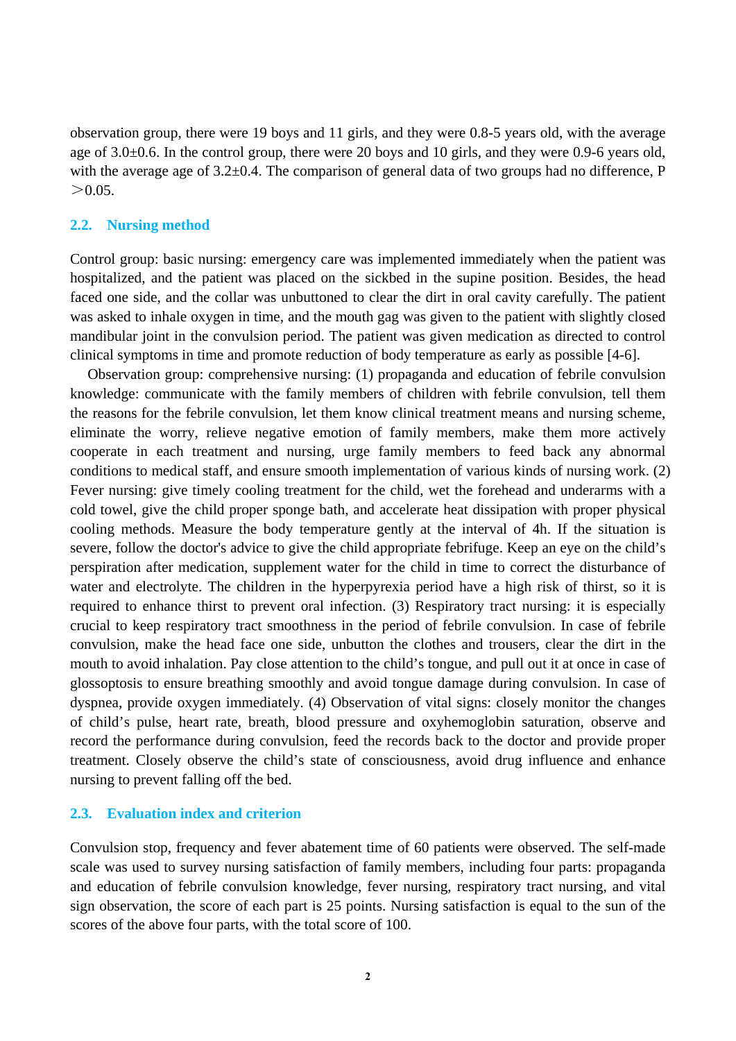observation group, there were 19 boys and 11 girls, and they were 0.8-5 years old, with the average age of 3.0±0.6. In the control group, there were 20 boys and 10 girls, and they were 0.9-6 years old, with the average age of 3.2±0.4. The comparison of general data of two groups had no difference, P ＞0.05.

## 2.2. Nursing method

Control group: basic nursing: emergency care was implemented immediately when the patient was hospitalized, and the patient was placed on the sickbed in the supine position. Besides, the head faced one side, and the collar was unbuttoned to clear the dirt in oral cavity carefully. The patient was asked to inhale oxygen in time, and the mouth gag was given to the patient with slightly closed mandibular joint in the convulsion period. The patient was given medication as directed to control clinical symptoms in time and promote reduction of body temperature as early as possible [4-6].

Observation group: comprehensive nursing: (1) propaganda and education of febrile convulsion knowledge: communicate with the family members of children with febrile convulsion, tell them the reasons for the febrile convulsion, let them know clinical treatment means and nursing scheme, eliminate the worry, relieve negative emotion of family members, make them more actively cooperate in each treatment and nursing, urge family members to feed back any abnormal conditions to medical staff, and ensure smooth implementation of various kinds of nursing work. (2) Fever nursing: give timely cooling treatment for the child, wet the forehead and underarms with a cold towel, give the child proper sponge bath, and accelerate heat dissipation with proper physical cooling methods. Measure the body temperature gently at the interval of 4h. If the situation is severe, follow the doctor's advice to give the child appropriate febrifuge. Keep an eye on the child's perspiration after medication, supplement water for the child in time to correct the disturbance of water and electrolyte. The children in the hyperpyrexia period have a high risk of thirst, so it is required to enhance thirst to prevent oral infection. (3) Respiratory tract nursing: it is especially crucial to keep respiratory tract smoothness in the period of febrile convulsion. In case of febrile convulsion, make the head face one side, unbutton the clothes and trousers, clear the dirt in the mouth to avoid inhalation. Pay close attention to the child's tongue, and pull out it at once in case of glossoptosis to ensure breathing smoothly and avoid tongue damage during convulsion. In case of dyspnea, provide oxygen immediately. (4) Observation of vital signs: closely monitor the changes of child's pulse, heart rate, breath, blood pressure and oxyhemoglobin saturation, observe and record the performance during convulsion, feed the records back to the doctor and provide proper treatment. Closely observe the child's state of consciousness, avoid drug influence and enhance nursing to prevent falling off the bed.

## 2.3. Evaluation index and criterion

Convulsion stop, frequency and fever abatement time of 60 patients were observed. The self-made scale was used to survey nursing satisfaction of family members, including four parts: propaganda and education of febrile convulsion knowledge, fever nursing, respiratory tract nursing, and vital sign observation, the score of each part is 25 points. Nursing satisfaction is equal to the sun of the scores of the above four parts, with the total score of 100.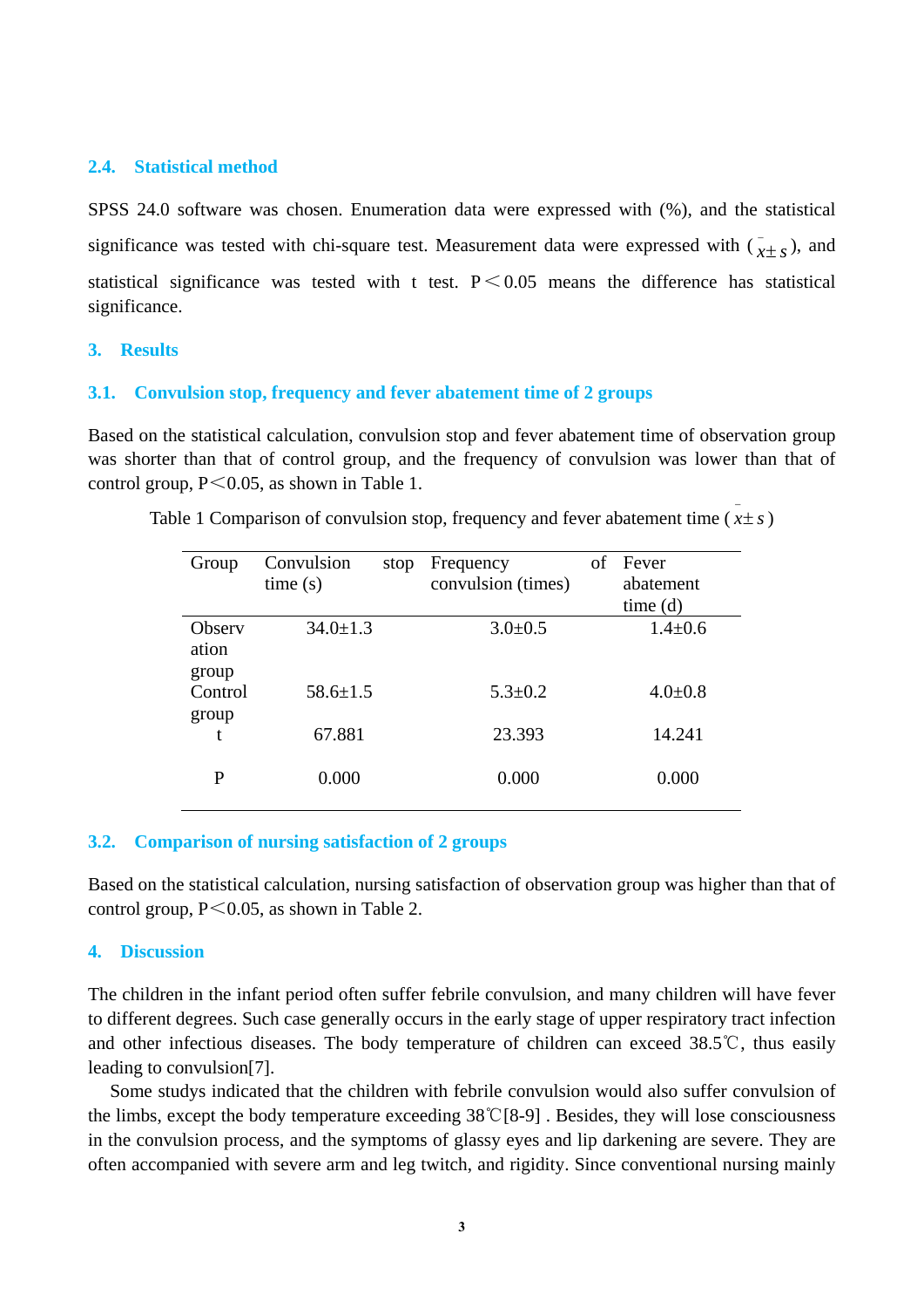### 2.4. Statistical method

SPSS 24.0 software was chosen. Enumeration data were expressed with (%), and the statistical significance was tested with chi-square test. Measurement data were expressed with ($\bar{x} \pm s$), and statistical significance was tested with t test. P＜0.05 means the difference has statistical significance.

## 3. Results

### 3.1. Convulsion stop, frequency and fever abatement time of 2 groups

Based on the statistical calculation, convulsion stop and fever abatement time of observation group was shorter than that of control group, and the frequency of convulsion was lower than that of control group, P＜0.05, as shown in Table 1.

Table 1 Comparison of convulsion stop, frequency and fever abatement time ($\bar{x} \pm s$)

| Group | Convulsion stop time (s) | Frequency of convulsion (times) | Fever abatement time (d) |
|---|---|---|---|
| Observation group | 34.0±1.3 | 3.0±0.5 | 1.4±0.6 |
| Control group | 58.6±1.5 | 5.3±0.2 | 4.0±0.8 |
| t | 67.881 | 23.393 | 14.241 |
| P | 0.000 | 0.000 | 0.000 |

### 3.2. Comparison of nursing satisfaction of 2 groups

Based on the statistical calculation, nursing satisfaction of observation group was higher than that of control group, P＜0.05, as shown in Table 2.

## 4. Discussion

The children in the infant period often suffer febrile convulsion, and many children will have fever to different degrees. Such case generally occurs in the early stage of upper respiratory tract infection and other infectious diseases. The body temperature of children can exceed 38.5℃, thus easily leading to convulsion[7].

Some studys indicated that the children with febrile convulsion would also suffer convulsion of the limbs, except the body temperature exceeding 38℃[8-9] . Besides, they will lose consciousness in the convulsion process, and the symptoms of glassy eyes and lip darkening are severe. They are often accompanied with severe arm and leg twitch, and rigidity. Since conventional nursing mainly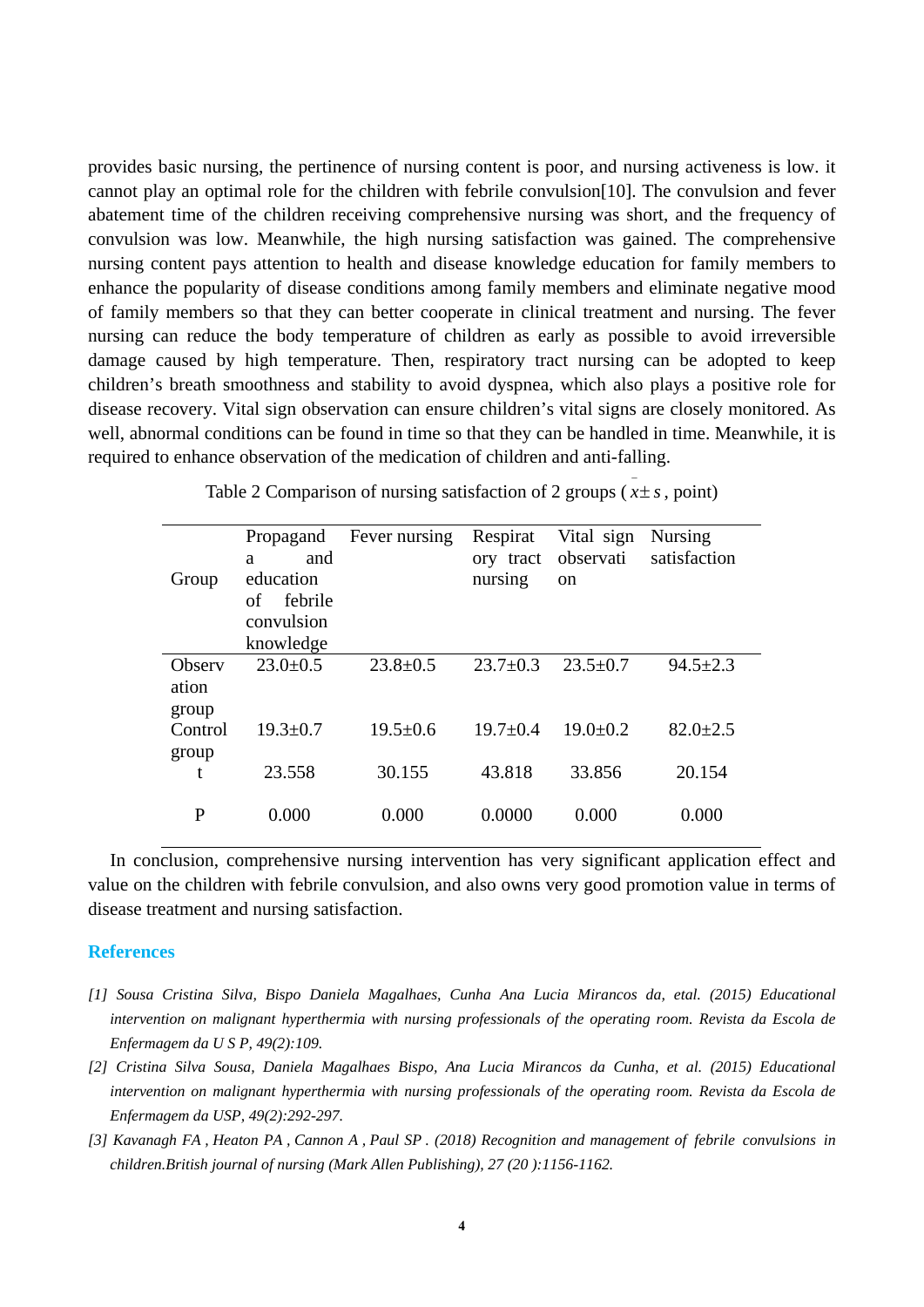provides basic nursing, the pertinence of nursing content is poor, and nursing activeness is low. it cannot play an optimal role for the children with febrile convulsion[10]. The convulsion and fever abatement time of the children receiving comprehensive nursing was short, and the frequency of convulsion was low. Meanwhile, the high nursing satisfaction was gained. The comprehensive nursing content pays attention to health and disease knowledge education for family members to enhance the popularity of disease conditions among family members and eliminate negative mood of family members so that they can better cooperate in clinical treatment and nursing. The fever nursing can reduce the body temperature of children as early as possible to avoid irreversible damage caused by high temperature. Then, respiratory tract nursing can be adopted to keep children's breath smoothness and stability to avoid dyspnea, which also plays a positive role for disease recovery. Vital sign observation can ensure children's vital signs are closely monitored. As well, abnormal conditions can be found in time so that they can be handled in time. Meanwhile, it is required to enhance observation of the medication of children and anti-falling.

Table 2 Comparison of nursing satisfaction of 2 groups ( $\bar{x} \pm s$ , point)

| Group | Propaganda and education of febrile convulsion knowledge | Fever nursing | Respiratory tract nursing | Vital sign observation | Nursing satisfaction |
|---|---|---|---|---|---|
| Observation group | 23.0±0.5 | 23.8±0.5 | 23.7±0.3 | 23.5±0.7 | 94.5±2.3 |
| Control group | 19.3±0.7 | 19.5±0.6 | 19.7±0.4 | 19.0±0.2 | 82.0±2.5 |
| t | 23.558 | 30.155 | 43.818 | 33.856 | 20.154 |
| P | 0.000 | 0.000 | 0.0000 | 0.000 | 0.000 |

In conclusion, comprehensive nursing intervention has very significant application effect and value on the children with febrile convulsion, and also owns very good promotion value in terms of disease treatment and nursing satisfaction.

## References

*[1] Sousa Cristina Silva, Bispo Daniela Magalhaes, Cunha Ana Lucia Mirancos da, etal. (2015) Educational intervention on malignant hyperthermia with nursing professionals of the operating room. Revista da Escola de Enfermagem da U S P, 49(2):109.*

*[2] Cristina Silva Sousa, Daniela Magalhaes Bispo, Ana Lucia Mirancos da Cunha, et al. (2015) Educational intervention on malignant hyperthermia with nursing professionals of the operating room. Revista da Escola de Enfermagem da USP, 49(2):292-297.*

*[3] Kavanagh FA , Heaton PA , Cannon A , Paul SP . (2018) Recognition and management of febrile convulsions in children.British journal of nursing (Mark Allen Publishing), 27 (20 ):1156-1162.*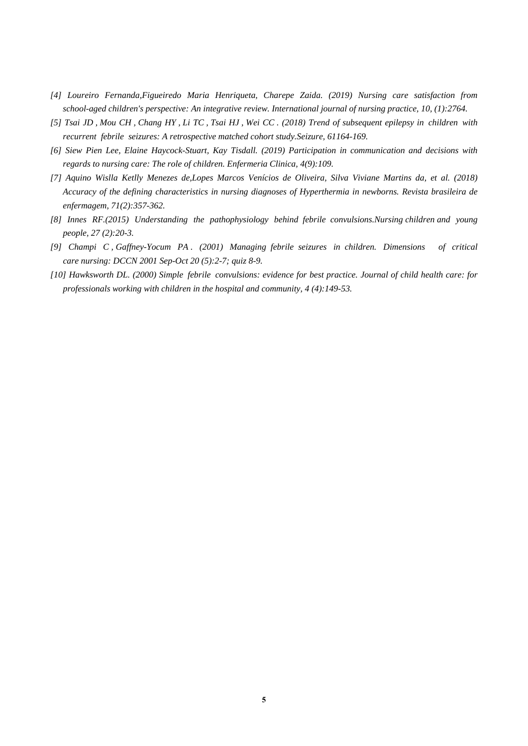*[4] Loureiro Fernanda,Figueiredo Maria Henriqueta, Charepe Zaida. (2019) Nursing care satisfaction from school-aged children's perspective: An integrative review. International journal of nursing practice, 10, (1):2764.*

*[5] Tsai JD , Mou CH , Chang HY , Li TC , Tsai HJ , Wei CC . (2018) Trend of subsequent epilepsy in children with recurrent febrile seizures: A retrospective matched cohort study.Seizure, 61164-169.*

*[6] Siew Pien Lee, Elaine Haycock-Stuart, Kay Tisdall. (2019) Participation in communication and decisions with regards to nursing care: The role of children. Enfermeria Clinica, 4(9):109.*

*[7] Aquino Wislla Ketlly Menezes de,Lopes Marcos Venícios de Oliveira, Silva Viviane Martins da, et al. (2018) Accuracy of the defining characteristics in nursing diagnoses of Hyperthermia in newborns. Revista brasileira de enfermagem, 71(2):357-362.*

*[8] Innes RF.(2015) Understanding the pathophysiology behind febrile convulsions.Nursing children and young people, 27 (2):20-3.*

*[9] Champi C , Gaffney-Yocum PA . (2001) Managing febrile seizures in children. Dimensions of critical care nursing: DCCN 2001 Sep-Oct 20 (5):2-7; quiz 8-9.*

*[10] Hawksworth DL. (2000) Simple febrile convulsions: evidence for best practice. Journal of child health care: for professionals working with children in the hospital and community, 4 (4):149-53.*